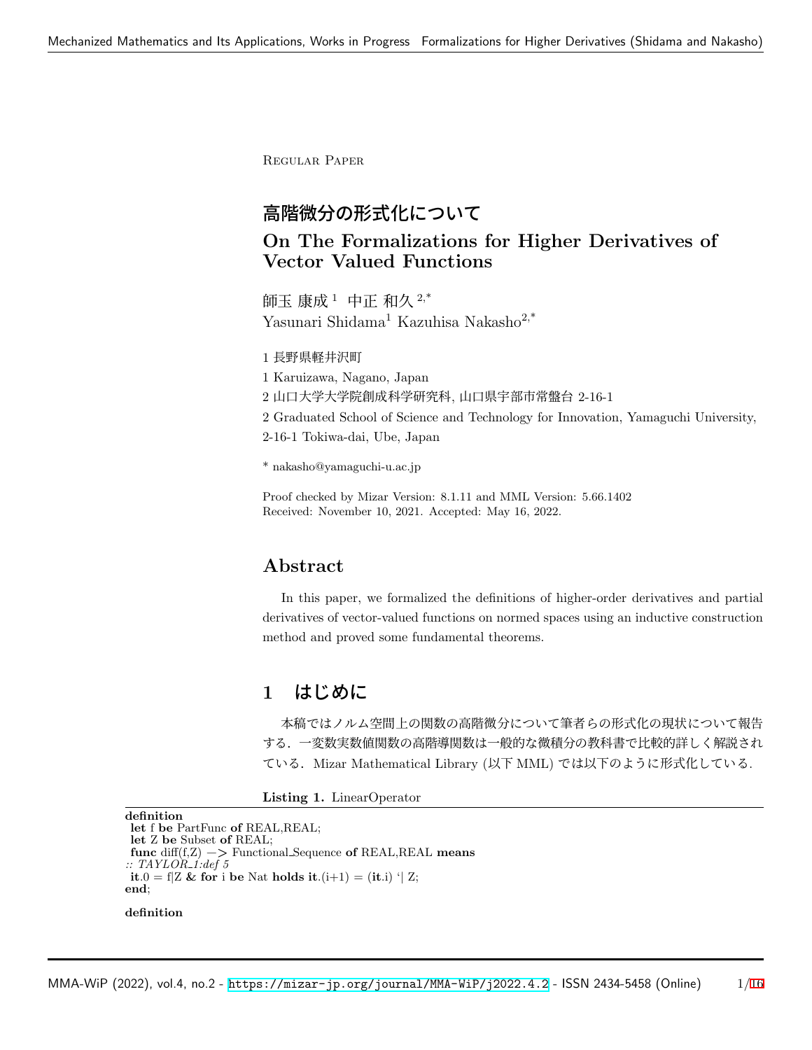Regular Paper

# 高階微分の形式化について

## On The Formalizations for Higher Derivatives of Vector Valued Functions

師玉 康成 [1] 中正 和久 [2,*]
Yasunari Shidama[1] Kazuhisa Nakasho[2,*]

1 長野県軽井沢町

1 Karuizawa, Nagano, Japan

2 山口大学大学院創成科学研究科, 山口県宇部市常盤台 2-16-1

2 Graduated School of Science and Technology for Innovation, Yamaguchi University, 2-16-1 Tokiwa-dai, Ube, Japan

* nakasho@yamaguchi-u.ac.jp

Proof checked by Mizar Version: 8.1.11 and MML Version: 5.66.1402
Received: November 10, 2021. Accepted: May 16, 2022.

## Abstract

In this paper, we formalized the definitions of higher-order derivatives and partial derivatives of vector-valued functions on normed spaces using an inductive construction method and proved some fundamental theorems.

## 1 はじめに

本稿ではノルム空間上の関数の高階微分について筆者らの形式化の現状について報告する．一変数実数値関数の高階導関数は一般的な微積分の教科書で比較的詳しく解説されている．Mizar Mathematical Library (以下 MML) では以下のように形式化している．

**Listing 1.** LinearOperator

```
definition
 let f be PartFunc of REAL,REAL;
 let Z be Subset of REAL;
 func diff(f,Z) -> Functional_Sequence of REAL,REAL means
:: TAYLOR_1:def 5
 it.0 = f|Z & for i be Nat holds it.(i+1) = (it.i) `| Z;
end;

definition
```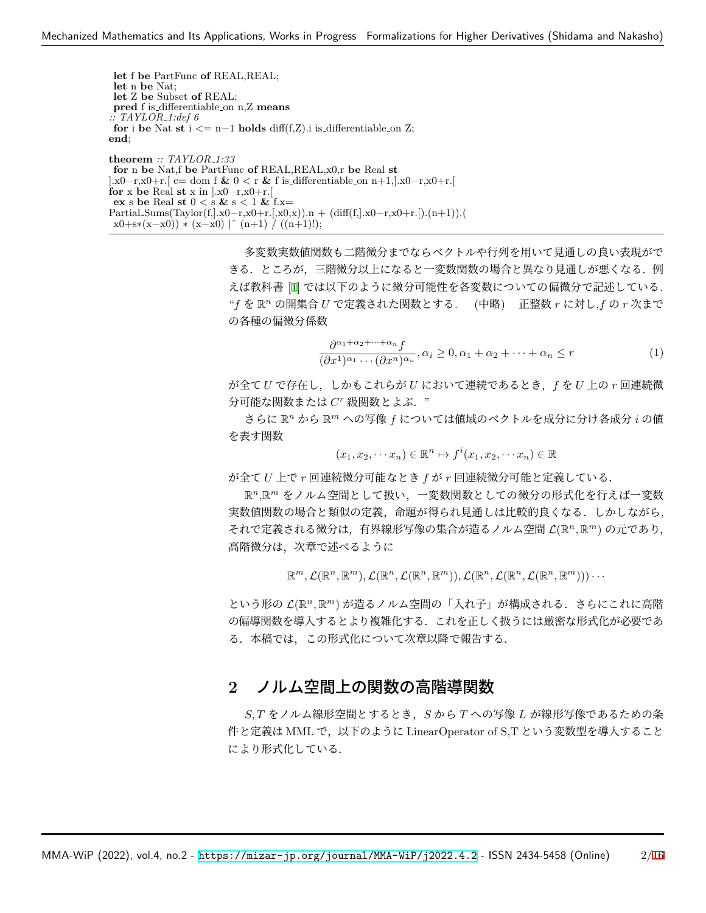```
 let f be PartFunc of REAL,REAL;
 let n be Nat;
 let Z be Subset of REAL;
 pred f is_differentiable_on n,Z means
:: TAYLOR_1:def 6
 for i be Nat st i <= n−1 holds diff(f,Z).i is_differentiable_on Z;
end;

theorem :: TAYLOR_1:33
 for n be Nat,f be PartFunc of REAL,REAL,x0,r be Real st
].x0−r,x0+r.[ c= dom f & 0 < r & f is_differentiable_on n+1,].x0−r,x0+r.[
for x be Real st x in ].x0−r,x0+r.[
 ex s be Real st 0 < s & s < 1 & f.x=
Partial_Sums(Taylor(f,].x0−r,x0+r.[,x0,x)).n + (diff(f,].x0−r,x0+r.[).(n+1)).(
 x0+s*(x−x0)) * (x−x0) |^ (n+1) / ((n+1)!);
```

多変数実数値関数も二階微分までならベクトルや行列を用いて見通しの良い表現ができる．ところが，三階微分以上になると一変数関数の場合と異なり見通しが悪くなる．例えば教科書 [1] では以下のように微分可能性を各変数についての偏微分で記述している．"$f$ を $\mathbb{R}^n$ の開集合 $U$ で定義された関数とする．（中略） 正整数 $r$ に対し,$f$ の $r$ 次までの各種の偏微分係数

$$\frac{\partial^{\alpha_1+\alpha_2+\cdots+\alpha_n} f}{(\partial x^1)^{\alpha_1}\cdots(\partial x^n)^{\alpha_n}}, \alpha_i \geq 0, \alpha_1+\alpha_2+\cdots+\alpha_n \leq r \tag{1}$$

が全て $U$ で存在し，しかもこれらが $U$ において連続であるとき，$f$ を $U$ 上の $r$ 回連続微分可能な関数または $C^r$ 級関数とよぶ．"

さらに $\mathbb{R}^n$ から $\mathbb{R}^m$ への写像 $f$ については値域のベクトルを成分に分け各成分 $i$ の値を表す関数

$$(x_1, x_2, \cdots x_n) \in \mathbb{R}^n \mapsto f^i(x_1, x_2, \cdots x_n) \in \mathbb{R}$$

が全て $U$ 上で $r$ 回連続微分可能なとき $f$ が $r$ 回連続微分可能と定義している．

$\mathbb{R}^n$,$\mathbb{R}^m$ をノルム空間として扱い，一変数関数としての微分の形式化を行えば一変数実数値関数の場合と類似の定義，命題が得られ見通しは比較的良くなる．しかしながら，それで定義される微分は，有界線形写像の集合が造るノルム空間 $\mathcal{L}(\mathbb{R}^n, \mathbb{R}^m)$ の元であり，高階微分は，次章で述べるように

$$\mathbb{R}^m, \mathcal{L}(\mathbb{R}^n, \mathbb{R}^m), \mathcal{L}(\mathbb{R}^n, \mathcal{L}(\mathbb{R}^n, \mathbb{R}^m)), \mathcal{L}(\mathbb{R}^n, \mathcal{L}(\mathbb{R}^n, \mathcal{L}(\mathbb{R}^n, \mathbb{R}^m))) \cdots$$

という形の $\mathcal{L}(\mathbb{R}^n, \mathbb{R}^m)$ が造るノルム空間の「入れ子」が構成される．さらにこれに高階の偏導関数を導入するとより複雑化する．これを正しく扱うには厳密な形式化が必要である．本稿では，この形式化について次章以降で報告する．

## 2 ノルム空間上の関数の高階導関数

$S,T$ をノルム線形空間とするとき，$S$ から $T$ への写像 $L$ が線形写像であるための条件と定義は MML で，以下のように LinearOperator of S,T という変数型を導入することにより形式化している．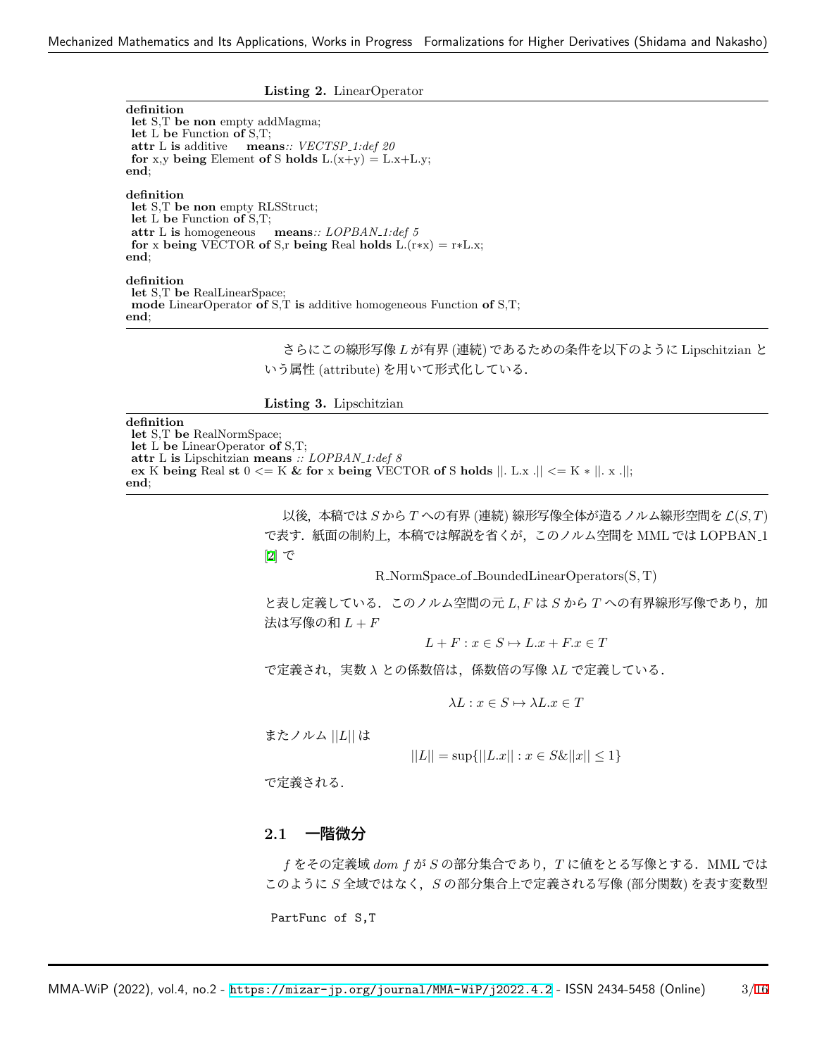**Listing 2.** LinearOperator

```
definition
 let S,T be non empty addMagma;
 let L be Function of S,T;
 attr L is additive    means:: VECTSP_1:def 20
 for x,y being Element of S holds L.(x+y) = L.x+L.y;
end;

definition
 let S,T be non empty RLSStruct;
 let L be Function of S,T;
 attr L is homogeneous    means:: LOPBAN_1:def 5
 for x being VECTOR of S,r being Real holds L.(r*x) = r*L.x;
end;

definition
 let S,T be RealLinearSpace;
 mode LinearOperator of S,T is additive homogeneous Function of S,T;
end;
```

さらにこの線形写像 $L$ が有界 (連続) であるための条件を以下のように Lipschitzian という属性 (attribute) を用いて形式化している．

**Listing 3.** Lipschitzian

```
definition
 let S,T be RealNormSpace;
 let L be LinearOperator of S,T;
 attr L is Lipschitzian means :: LOPBAN_1:def 8
 ex K being Real st 0 <= K & for x being VECTOR of S holds ||. L.x .|| <= K * ||. x .||;
end;
```

以後，本稿では $S$ から $T$ への有界 (連続) 線形写像全体が造るノルム線形空間を $\mathcal{L}(S, T)$ で表す．紙面の制約上，本稿では解説を省くが，このノルム空間を MML では LOPBAN_1 [2] で

$$\mathrm{R\_NormSpace\_of\_BoundedLinearOperators}(S, T)$$

と表し定義している．このノルム空間の元 $L, F$ は $S$ から $T$ への有界線形写像であり，加法は写像の和 $L + F$

$$L + F : x \in S \mapsto L.x + F.x \in T$$

で定義され，実数 $\lambda$ との係数倍は，係数倍の写像 $\lambda L$ で定義している．

$$\lambda L : x \in S \mapsto \lambda L.x \in T$$

またノルム $||L||$ は

$$||L|| = \sup\{||L.x|| : x \in S \& ||x|| \leq 1\}$$

で定義される．

## 2.1　一階微分

$f$ をその定義域 $dom\ f$ が $S$ の部分集合であり，$T$ に値をとる写像とする．MML ではこのように $S$ 全域ではなく，$S$ の部分集合上で定義される写像 (部分関数) を表す変数型

```
PartFunc of S,T
```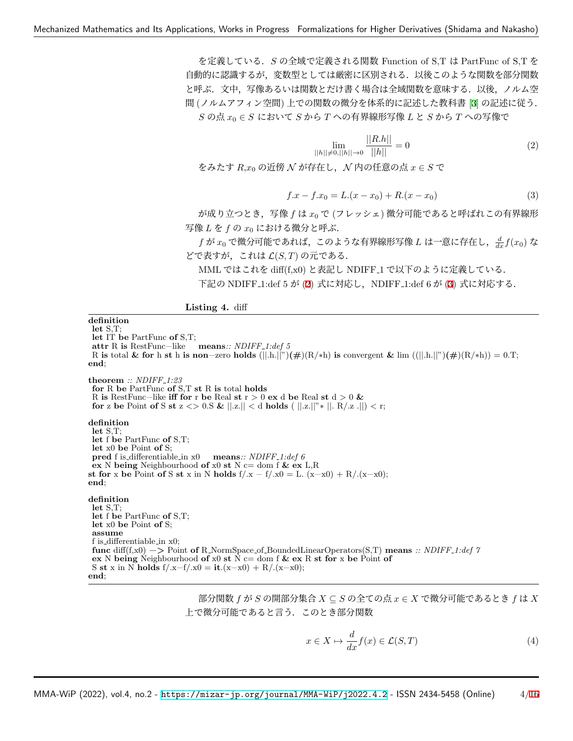を定義している．$S$ の全域で定義される関数 Function of S,T は PartFunc of S,T を自動的に認識するが，変数型としては厳密に区別される．以後このような関数を部分関数と呼ぶ．文中，写像あるいは関数とだけ書く場合は全域関数を意味する．以後，ノルム空間 (ノルムアフィン空間) 上での関数の微分を体系的に記述した教科書 [3] の記述に従う．

$S$ の点 $x_0 \in S$ において $S$ から $T$ への有界線形写像 $L$ と $S$ から $T$ への写像で

$$\lim_{||h||\neq 0, ||h||\to 0} \frac{||R.h||}{||h||} = 0 \tag{2}$$

をみたす $R$,$x_0$ の近傍 $\mathcal{N}$ が存在し，$\mathcal{N}$ 内の任意の点 $x \in S$ で

$$f.x - f.x_0 = L.(x - x_0) + R.(x - x_0) \tag{3}$$

が成り立つとき，写像 $f$ は $x_0$ で (フレッシェ) 微分可能であると呼ばれこの有界線形写像 $L$ を $f$ の $x_0$ における微分と呼ぶ．

$f$ が $x_0$ で微分可能であれば，このような有界線形写像 $L$ は一意に存在し，$\frac{d}{dx}f(x_0)$ などで表すが，これは $\mathcal{L}(S, T)$ の元である．

MML ではこれを diff(f,x0) と表記し NDIFF_1 で以下のように定義している．

下記の NDIFF_1:def 5 が (2) 式に対応し，NDIFF_1:def 6 が (3) 式に対応する．

**Listing 4.** diff

```
definition
 let S,T;
 let IT be PartFunc of S,T;
 attr R is RestFunc−like   means:: NDIFF_1:def 5
 R is total & for h st h is non−zero holds (||.h.||")(#)(R/*h) is convergent & lim ((||.h.||")(#)(R/*h)) = 0.T;
end;

theorem :: NDIFF_1:23
 for R be PartFunc of S,T st R is total holds
 R is RestFunc−like iff for r be Real st r > 0 ex d be Real st d > 0 &
 for z be Point of S st z <> 0.S & ||.z.|| < d holds ( ||.z.||"* ||. R/.z .||) < r;

definition
 let S,T;
 let f be PartFunc of S,T;
 let x0 be Point of S;
 pred f is_differentiable_in x0   means:: NDIFF_1:def 6
 ex N being Neighbourhood of x0 st N c= dom f & ex L,R
st for x be Point of S st x in N holds f/.x − f/.x0 = L. (x−x0) + R/.(x−x0);
end;

definition
 let S,T;
 let f be PartFunc of S,T;
 let x0 be Point of S;
 assume
 f is_differentiable_in x0;
 func diff(f,x0) −> Point of R_NormSpace_of_BoundedLinearOperators(S,T) means :: NDIFF_1:def 7
 ex N being Neighbourhood of x0 st N c= dom f & ex R st for x be Point of
 S st x in N holds f/.x−f/.x0 = it.(x−x0) + R/.(x−x0);
end;
```

部分関数 $f$ が $S$ の開部分集合 $X \subseteq S$ の全ての点 $x \in X$ で微分可能であるとき $f$ は $X$ 上で微分可能であると言う．このとき部分関数

$$x \in X \mapsto \frac{d}{dx}f(x) \in \mathcal{L}(S, T) \tag{4}$$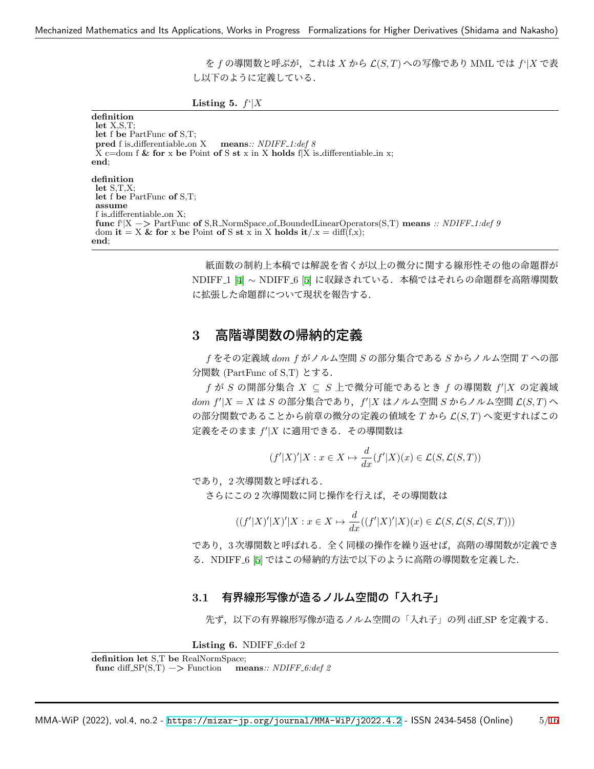を $f$ の導関数と呼ぶが，これは $X$ から $\mathcal{L}(S,T)$ への写像であり MML では f`|X で表し以下のように定義している．

**Listing 5.** f`|X

```
definition
 let X,S,T;
 let f be PartFunc of S,T;
 pred f is_differentiable_on X    means:: NDIFF_1:def 8
 X c=dom f & for x be Point of S st x in X holds f|X is_differentiable_in x;
end;

definition
 let S,T,X;
 let f be PartFunc of S,T;
 assume
 f is_differentiable_on X;
 func f`|X −> PartFunc of S,R_NormSpace_of_BoundedLinearOperators(S,T) means :: NDIFF_1:def 9
 dom it = X & for x be Point of S st x in X holds it/.x = diff(f,x);
end;
```

紙面数の制約上本稿では解説を省くが以上の微分に関する線形性その他の命題群が NDIFF_1 [4] ∼ NDIFF_6 [5] に収録されている．本稿ではそれらの命題群を高階導関数に拡張した命題群について現状を報告する．

## 3 高階導関数の帰納的定義

$f$ をその定義域 $dom\ f$ がノルム空間 $S$ の部分集合である $S$ からノルム空間 $T$ への部分関数 (PartFunc of S,T) とする．

$f$ が $S$ の開部分集合 $X \subseteq S$ 上で微分可能であるとき $f$ の導関数 $f'|X$ の定義域 $dom\ f'|X = X$ は $S$ の部分集合であり，$f'|X$ はノルム空間 $S$ からノルム空間 $\mathcal{L}(S,T)$ への部分関数であることから前章の微分の定義の値域を $T$ から $\mathcal{L}(S,T)$ へ変更すればこの定義をそのまま $f'|X$ に適用できる．その導関数は

$$(f'|X)'|X : x \in X \mapsto \frac{d}{dx}(f'|X)(x) \in \mathcal{L}(S, \mathcal{L}(S,T))$$

であり，2 次導関数と呼ばれる．

さらにこの 2 次導関数に同じ操作を行えば，その導関数は

$$((f'|X)'|X)'|X : x \in X \mapsto \frac{d}{dx}((f'|X)'|X)(x) \in \mathcal{L}(S, \mathcal{L}(S, \mathcal{L}(S,T)))$$

であり，3 次導関数と呼ばれる．全く同様の操作を繰り返せば，高階の導関数が定義できる．NDIFF_6 [5] ではこの帰納的方法で以下のように高階の導関数を定義した．

### 3.1 有界線形写像が造るノルム空間の「入れ子」

先ず，以下の有界線形写像が造るノルム空間の「入れ子」の列 diff_SP を定義する．

**Listing 6.** NDIFF_6:def 2

```
definition let S,T be RealNormSpace;
 func diff_SP(S,T) −> Function    means:: NDIFF_6:def 2
```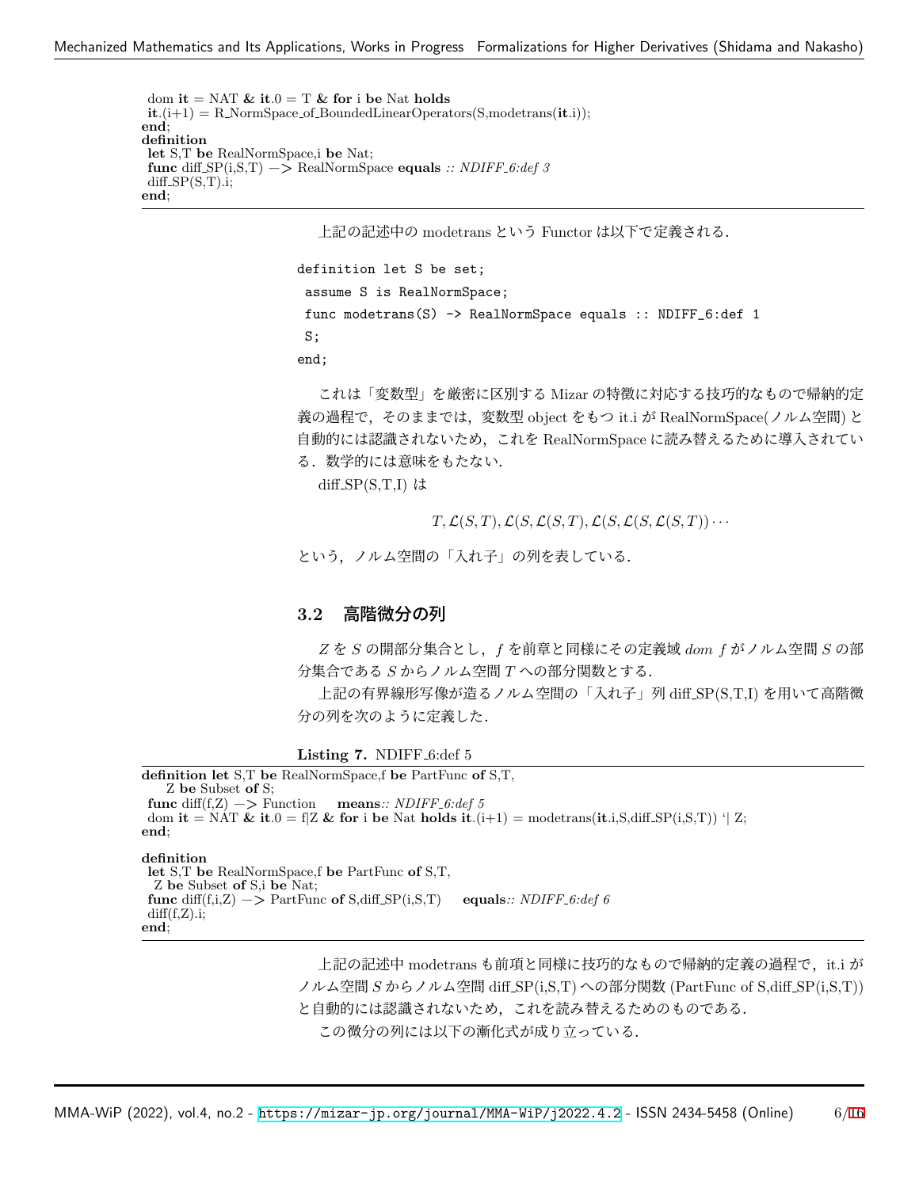```
 dom it = NAT & it.0 = T & for i be Nat holds
 it.(i+1) = R_NormSpace_of_BoundedLinearOperators(S,modetrans(it.i));
end;
definition
 let S,T be RealNormSpace,i be Nat;
 func diff_SP(i,S,T) -> RealNormSpace equals :: NDIFF_6:def 3
 diff_SP(S,T).i;
end;
```

上記の記述中の modetrans という Functor は以下で定義される．

```
definition let S be set;
 assume S is RealNormSpace;
 func modetrans(S) -> RealNormSpace equals :: NDIFF_6:def 1
 S;
end;
```

これは「変数型」を厳密に区別する Mizar の特徴に対応する技巧的なもので帰納的定義の過程で，そのままでは，変数型 object をもつ it.i が RealNormSpace(ノルム空間) と自動的には認識されないため，これを RealNormSpace に読み替えるために導入されている．数学的には意味をもたない．

diff_SP(S,T,I) は

$$T, \mathcal{L}(S,T), \mathcal{L}(S,\mathcal{L}(S,T), \mathcal{L}(S,\mathcal{L}(S,\mathcal{L}(S,T)) \cdots$$

という，ノルム空間の「入れ子」の列を表している．

### 3.2 高階微分の列

$Z$ を $S$ の開部分集合とし，$f$ を前章と同様にその定義域 $dom\ f$ がノルム空間 $S$ の部分集合である $S$ からノルム空間 $T$ への部分関数とする．

上記の有界線形写像が造るノルム空間の「入れ子」列 diff_SP(S,T,I) を用いて高階微分の列を次のように定義した．

**Listing 7.** NDIFF_6:def 5

```
definition let S,T be RealNormSpace,f be PartFunc of S,T,
    Z be Subset of S;
 func diff(f,Z) -> Function    means:: NDIFF_6:def 5
 dom it = NAT & it.0 = f|Z & for i be Nat holds it.(i+1) = modetrans(it.i,S,diff_SP(i,S,T)) `| Z;
end;

definition
 let S,T be RealNormSpace,f be PartFunc of S,T,
  Z be Subset of S,i be Nat;
 func diff(f,i,Z) -> PartFunc of S,diff_SP(i,S,T)    equals:: NDIFF_6:def 6
 diff(f,Z).i;
end;
```

上記の記述中 modetrans も前項と同様に技巧的なもので帰納的定義の過程で，it.i がノルム空間 $S$ からノルム空間 diff_SP(i,S,T) への部分関数 (PartFunc of S,diff_SP(i,S,T)) と自動的には認識されないため，これを読み替えるためのものである．

この微分の列には以下の漸化式が成り立っている．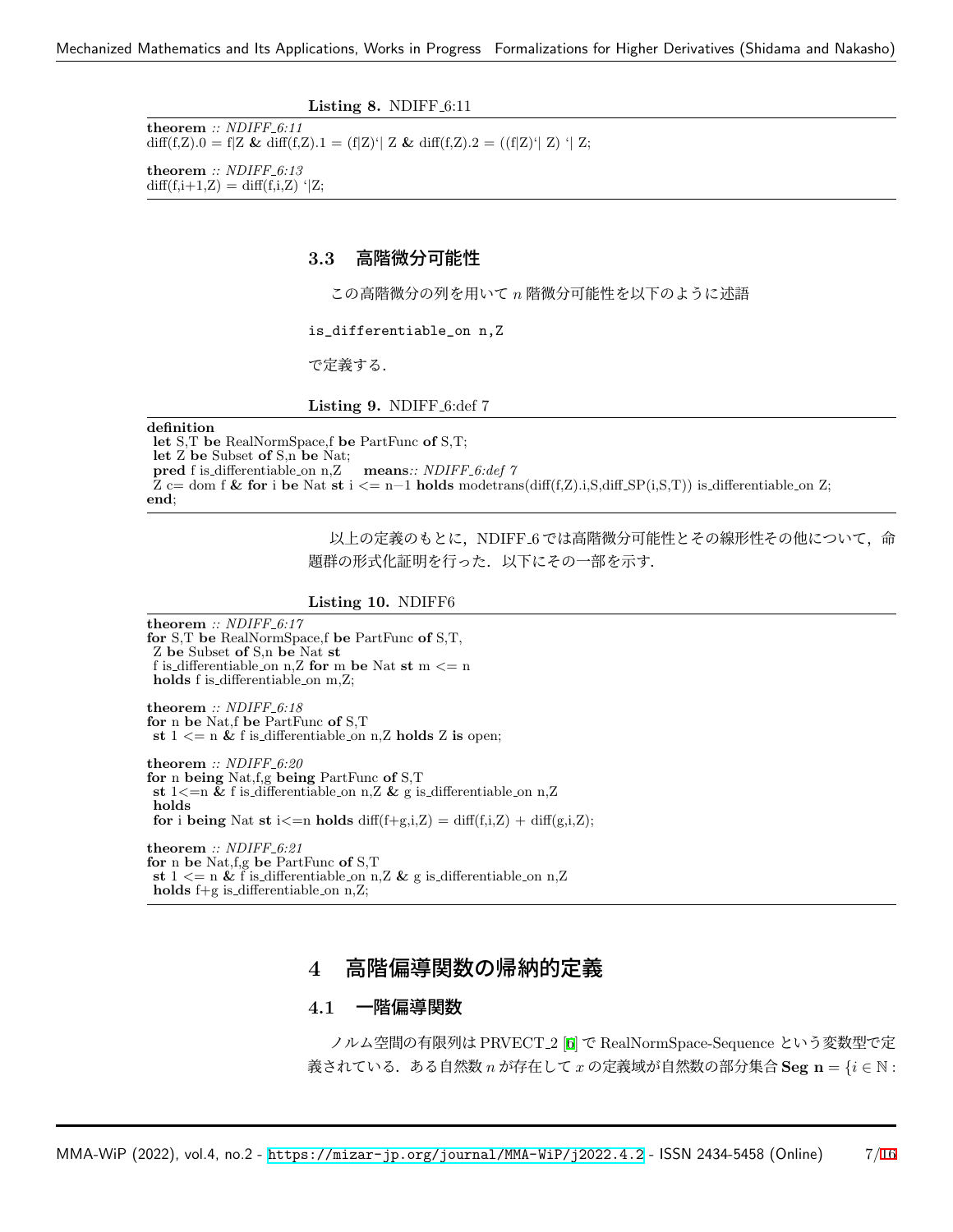**Listing 8.** NDIFF_6:11

```
theorem :: NDIFF_6:11
diff(f,Z).0 = f|Z & diff(f,Z).1 = (f|Z)`| Z & diff(f,Z).2 = ((f|Z)`| Z) `| Z;

theorem :: NDIFF_6:13
diff(f,i+1,Z) = diff(f,i,Z) `|Z;
```

### 3.3 高階微分可能性

この高階微分の列を用いて $n$ 階微分可能性を以下のように述語

```
is_differentiable_on n,Z
```

で定義する．

**Listing 9.** NDIFF_6:def 7

```
definition
 let S,T be RealNormSpace,f be PartFunc of S,T;
 let Z be Subset of S,n be Nat;
 pred f is_differentiable_on n,Z    means:: NDIFF_6:def 7
 Z c= dom f & for i be Nat st i <= n-1 holds modetrans(diff(f,Z).i,S,diff_SP(i,S,T)) is_differentiable_on Z;
end;
```

以上の定義のもとに，NDIFF_6 では高階微分可能性とその線形性その他について，命題群の形式化証明を行った．以下にその一部を示す．

**Listing 10.** NDIFF6

```
theorem :: NDIFF_6:17
for S,T be RealNormSpace,f be PartFunc of S,T,
 Z be Subset of S,n be Nat st
 f is_differentiable_on n,Z for m be Nat st m <= n
 holds f is_differentiable_on m,Z;

theorem :: NDIFF_6:18
for n be Nat,f be PartFunc of S,T
 st 1 <= n & f is_differentiable_on n,Z holds Z is open;

theorem :: NDIFF_6:20
for n being Nat,f,g being PartFunc of S,T
 st 1<=n & f is_differentiable_on n,Z & g is_differentiable_on n,Z
 holds
 for i being Nat st i<=n holds diff(f+g,i,Z) = diff(f,i,Z) + diff(g,i,Z);

theorem :: NDIFF_6:21
for n be Nat,f,g be PartFunc of S,T
 st 1 <= n & f is_differentiable_on n,Z & g is_differentiable_on n,Z
 holds f+g is_differentiable_on n,Z;
```

## 4 高階偏導関数の帰納的定義

### 4.1 一階偏導関数

ノルム空間の有限列は PRVECT_2 [6] で RealNormSpace-Sequence という変数型で定義されている．ある自然数 $n$ が存在して $x$ の定義域が自然数の部分集合 $\mathbf{Seg\ n} = \{i \in \mathbb{N} :$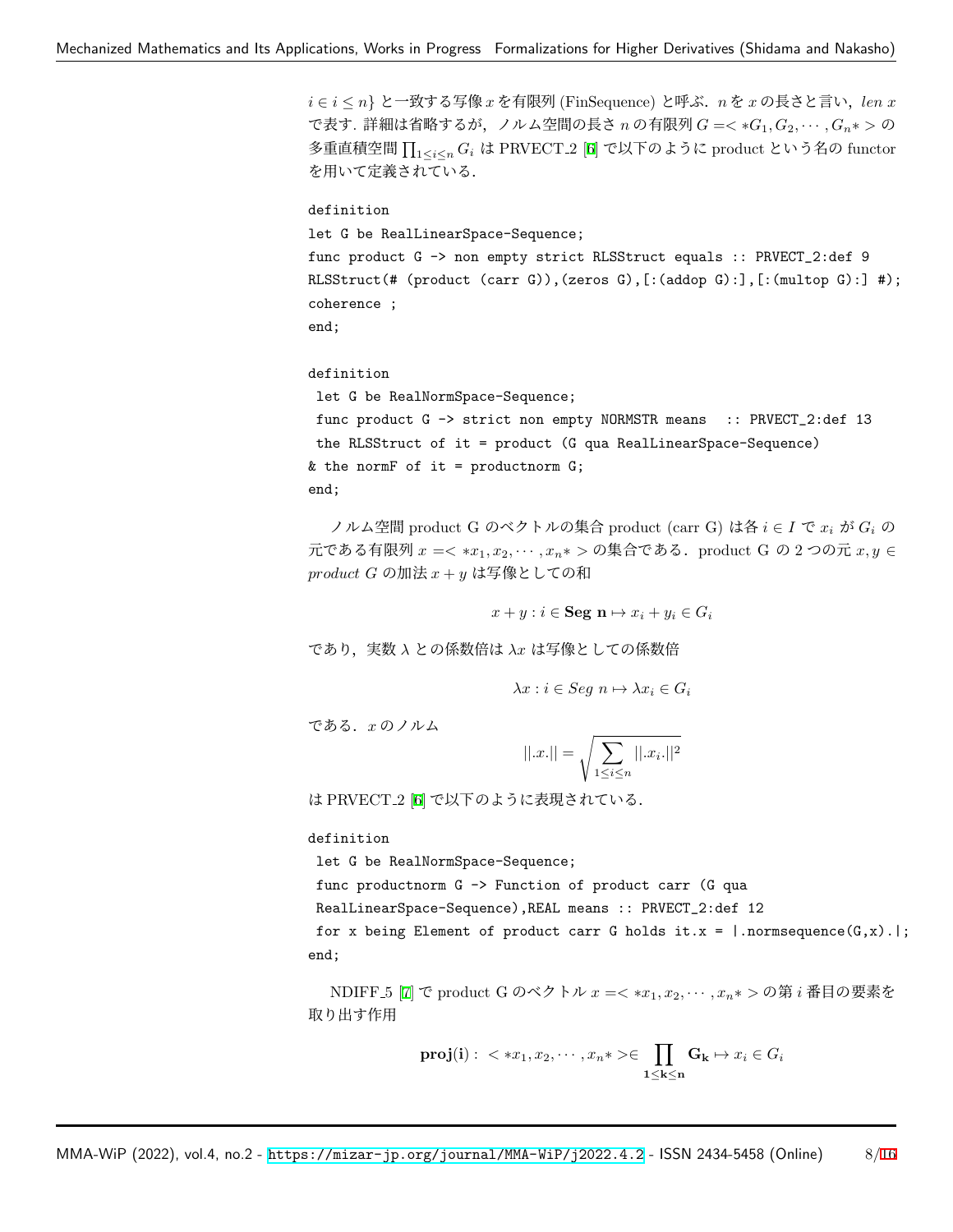$i \in i \leq n\}$ と一致する写像 $x$ を有限列 (FinSequence) と呼ぶ．$n$ を $x$ の長さと言い，*len x* で表す．詳細は省略するが，ノルム空間の長さ $n$ の有限列 $G =< *G_1, G_2, \cdots, G_n* >$ の多重直積空間 $\prod_{1 \leq i \leq n} G_i$ は PRVECT_2 [6] で以下のように product という名の functor を用いて定義されている．

```
definition
let G be RealLinearSpace-Sequence;
func product G -> non empty strict RLSStruct equals :: PRVECT_2:def 9
RLSStruct(# (product (carr G)),(zeros G),[:(addop G):],[:(multop G):] #);
coherence ;
end;
```

```
definition
 let G be RealNormSpace-Sequence;
 func product G -> strict non empty NORMSTR means  :: PRVECT_2:def 13
 the RLSStruct of it = product (G qua RealLinearSpace-Sequence)
& the normF of it = productnorm G;
end;
```

ノルム空間 product G のベクトルの集合 product (carr G) は各 $i \in I$ で $x_i$ が $G_i$ の元である有限列 $x =< *x_1, x_2, \cdots, x_n* >$ の集合である．product G の 2 つの元 $x, y \in$ *product G* の加法 $x + y$ は写像としての和

$$x + y : i \in \mathbf{Seg\ n} \mapsto x_i + y_i \in G_i$$

であり，実数 $\lambda$ との係数倍は $\lambda x$ は写像としての係数倍

$$\lambda x : i \in Seg\ n \mapsto \lambda x_i \in G_i$$

である．$x$ のノルム

$$||.x.|| = \sqrt{\sum_{1 \leq i \leq n} ||.x_i.||^2}$$

は PRVECT_2 [6] で以下のように表現されている．

```
definition
 let G be RealNormSpace-Sequence;
 func productnorm G -> Function of product carr (G qua
 RealLinearSpace-Sequence),REAL means :: PRVECT_2:def 12
 for x being Element of product carr G holds it.x = |.normsequence(G,x).|;
end;
```

NDIFF_5 [7] で product G のベクトル $x =< *x_1, x_2, \cdots, x_n* >$ の第 $i$ 番目の要素を取り出す作用

$$\mathbf{proj(i)} : < *x_1, x_2, \cdots, x_n* > \in \prod_{\mathbf{1 \leq k \leq n}} \mathbf{G_k} \mapsto x_i \in G_i$$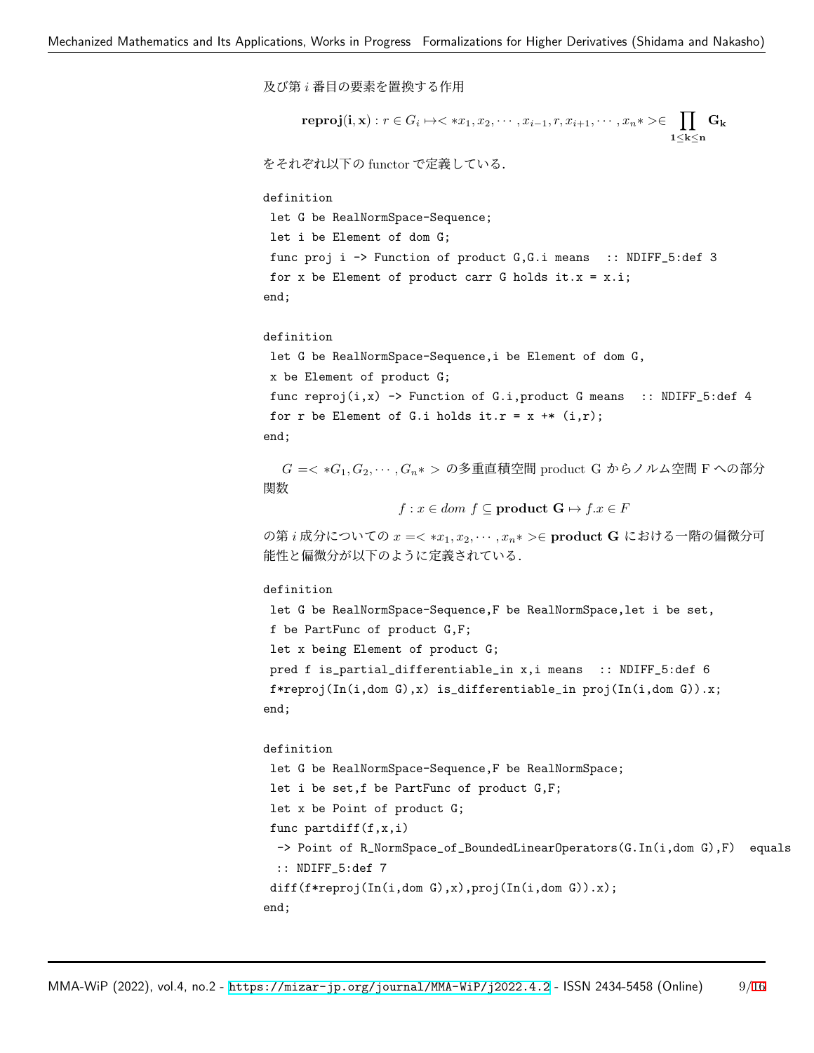及び第 $i$ 番目の要素を置換する作用

$$\mathbf{reproj(i, x)} : r \in G_i \mapsto < *x_1, x_2, \cdots, x_{i-1}, r, x_{i+1}, \cdots, x_n* > \in \prod_{\mathbf{1 \le k \le n}} \mathbf{G_k}$$

をそれぞれ以下の functor で定義している.

```
definition
 let G be RealNormSpace-Sequence;
 let i be Element of dom G;
 func proj i -> Function of product G,G.i means  :: NDIFF_5:def 3
 for x be Element of product carr G holds it.x = x.i;
end;
```

```
definition
 let G be RealNormSpace-Sequence,i be Element of dom G,
 x be Element of product G;
 func reproj(i,x) -> Function of G.i,product G means  :: NDIFF_5:def 4
 for r be Element of G.i holds it.r = x +* (i,r);
end;
```

$G = < *G_1, G_2, \cdots, G_n* >$ の多重直積空間 product G からノルム空間 F への部分関数

$$f : x \in dom\ f \subseteq \mathbf{product\ G} \mapsto f.x \in F$$

の第 $i$ 成分についての $x = < *x_1, x_2, \cdots, x_n* > \in$ **product G** における一階の偏微分可能性と偏微分が以下のように定義されている.

```
definition
 let G be RealNormSpace-Sequence,F be RealNormSpace,let i be set,
 f be PartFunc of product G,F;
 let x being Element of product G;
 pred f is_partial_differentiable_in x,i means  :: NDIFF_5:def 6
 f*reproj(In(i,dom G),x) is_differentiable_in proj(In(i,dom G)).x;
end;
```

```
definition
 let G be RealNormSpace-Sequence,F be RealNormSpace;
 let i be set,f be PartFunc of product G,F;
 let x be Point of product G;
 func partdiff(f,x,i)
  -> Point of R_NormSpace_of_BoundedLinearOperators(G.In(i,dom G),F)  equals
  :: NDIFF_5:def 7
 diff(f*reproj(In(i,dom G),x),proj(In(i,dom G)).x);
end;
```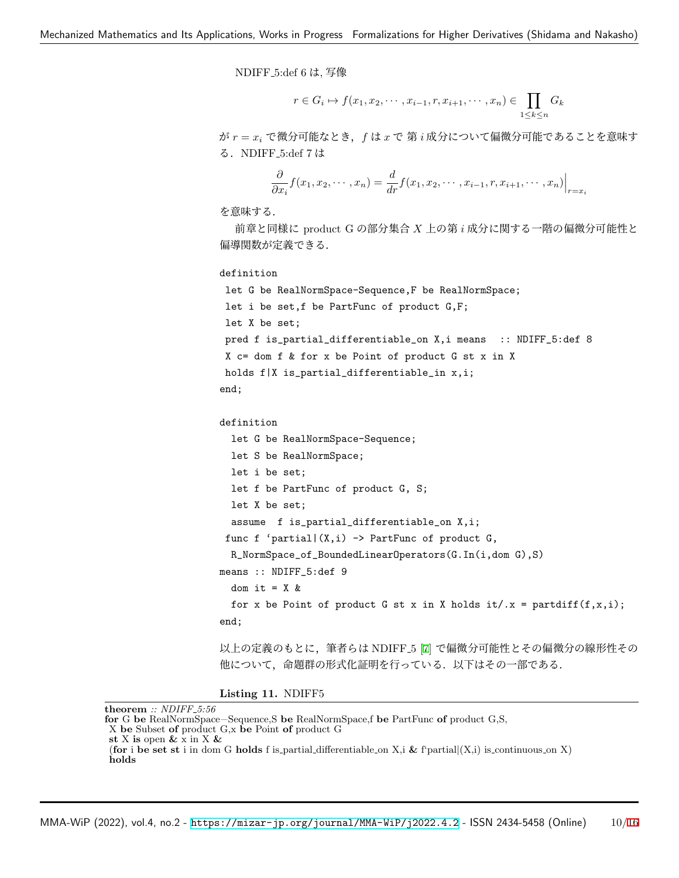NDIFF_5:def 6 は, 写像

$$r \in G_i \mapsto f(x_1, x_2, \cdots, x_{i-1}, r, x_{i+1}, \cdots, x_n) \in \prod_{1 \le k \le n} G_k$$

が $r = x_i$ で微分可能なとき，$f$ は $x$ で 第 $i$ 成分について偏微分可能であることを意味する．NDIFF_5:def 7 は

$$\frac{\partial}{\partial x_i} f(x_1, x_2, \cdots, x_n) = \frac{d}{dr} f(x_1, x_2, \cdots, x_{i-1}, r, x_{i+1}, \cdots, x_n)\Big|_{r=x_i}$$

を意味する．

前章と同様に product G の部分集合 $X$ 上の第 $i$ 成分に関する一階の偏微分可能性と偏導関数が定義できる．

```
definition
 let G be RealNormSpace-Sequence,F be RealNormSpace;
 let i be set,f be PartFunc of product G,F;
 let X be set;
 pred f is_partial_differentiable_on X,i means  :: NDIFF_5:def 8
 X c= dom f & for x be Point of product G st x in X
 holds f|X is_partial_differentiable_in x,i;
end;

definition
  let G be RealNormSpace-Sequence;
  let S be RealNormSpace;
  let i be set;
  let f be PartFunc of product G, S;
  let X be set;
  assume  f is_partial_differentiable_on X,i;
 func f `partial|(X,i) -> PartFunc of product G,
  R_NormSpace_of_BoundedLinearOperators(G.In(i,dom G),S)
means :: NDIFF_5:def 9
  dom it = X &
  for x be Point of product G st x in X holds it/.x = partdiff(f,x,i);
end;
```

以上の定義のもとに，筆者らは NDIFF_5 [7] で偏微分可能性とその偏微分の線形性その他について，命題群の形式化証明を行っている．以下はその一部である．

**Listing 11.** NDIFF5

```
theorem :: NDIFF_5:56
for G be RealNormSpace−Sequence,S be RealNormSpace,f be PartFunc of product G,S,
 X be Subset of product G,x be Point of product G
 st X is open & x in X &
 (for i be set st i in dom G holds f is_partial_differentiable_on X,i & f`partial|(X,i) is_continuous_on X)
 holds
```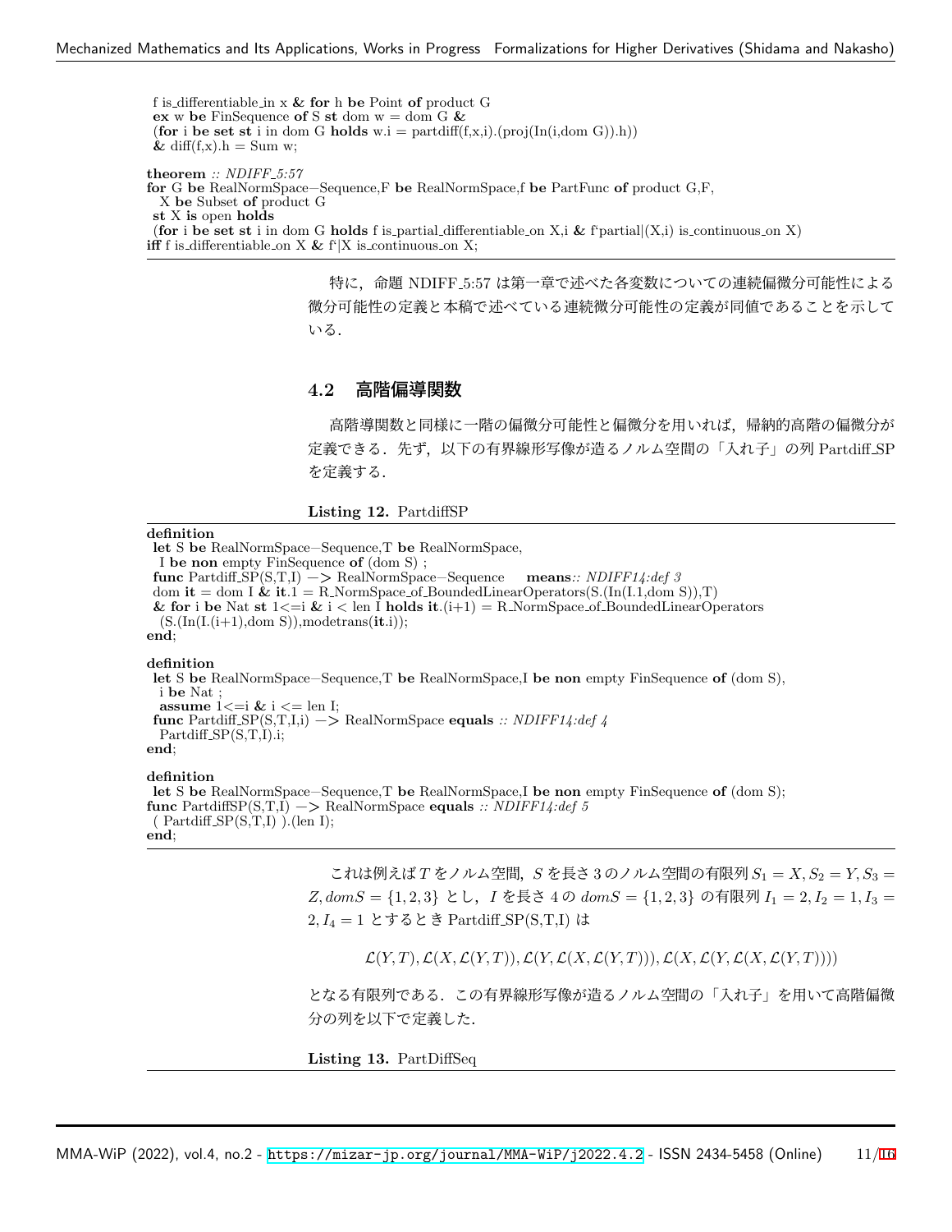```
 f is_differentiable_in x & for h be Point of product G
 ex w be FinSequence of S st dom w = dom G &
 (for i be set st i in dom G holds w.i = partdiff(f,x,i).(proj(In(i,dom G)).h))
 & diff(f,x).h = Sum w;

theorem :: NDIFF_5:57
for G be RealNormSpace-Sequence,F be RealNormSpace,f be PartFunc of product G,F,
  X be Subset of product G
 st X is open holds
 (for i be set st i in dom G holds f is_partial_differentiable_on X,i & f`partial|(X,i) is_continuous_on X)
iff f is_differentiable_on X & f`|X is_continuous_on X;
```

特に，命題 NDIFF_5:57 は第一章で述べた各変数についての連続偏微分可能性による微分可能性の定義と本稿で述べている連続微分可能性の定義が同値であることを示している．

### 4.2 高階偏導関数

高階導関数と同様に一階の偏微分可能性と偏微分を用いれば，帰納的高階の偏微分が定義できる．先ず，以下の有界線形写像が造るノルム空間の「入れ子」の列 Partdiff_SP を定義する．

**Listing 12.** PartdiffSP

```
definition
 let S be RealNormSpace-Sequence,T be RealNormSpace,
  I be non empty FinSequence of (dom S) ;
 func Partdiff_SP(S,T,I) -> RealNormSpace-Sequence    means:: NDIFF14:def 3
 dom it = dom I & it.1 = R_NormSpace_of_BoundedLinearOperators(S.(In(I.1,dom S)),T)
 & for i be Nat st 1<=i & i < len I holds it.(i+1) = R_NormSpace_of_BoundedLinearOperators
  (S.(In(I.(i+1),dom S)),modetrans(it.i));
end;

definition
 let S be RealNormSpace-Sequence,T be RealNormSpace,I be non empty FinSequence of (dom S),
  i be Nat ;
  assume 1<=i & i <= len I;
 func Partdiff_SP(S,T,I,i) -> RealNormSpace equals :: NDIFF14:def 4
  Partdiff_SP(S,T,I).i;
end;

definition
 let S be RealNormSpace-Sequence,T be RealNormSpace,I be non empty FinSequence of (dom S);
func PartdiffSP(S,T,I) -> RealNormSpace equals :: NDIFF14:def 5
 ( Partdiff_SP(S,T,I) ).(len I);
end;
```

これは例えば $T$ をノルム空間，$S$ を長さ 3 のノルム空間の有限列 $S_1 = X, S_2 = Y, S_3 = Z, domS = \{1, 2, 3\}$ とし，$I$ を長さ 4 の $domS = \{1, 2, 3\}$ の有限列 $I_1 = 2, I_2 = 1, I_3 = 2, I_4 = 1$ とするとき Partdiff_SP(S,T,I) は

$$\mathcal{L}(Y,T), \mathcal{L}(X,\mathcal{L}(Y,T)), \mathcal{L}(Y,\mathcal{L}(X,\mathcal{L}(Y,T))), \mathcal{L}(X,\mathcal{L}(Y,\mathcal{L}(X,\mathcal{L}(Y,T))))$$

となる有限列である．この有界線形写像が造るノルム空間の「入れ子」を用いて高階偏微分の列を以下で定義した．

**Listing 13.** PartDiffSeq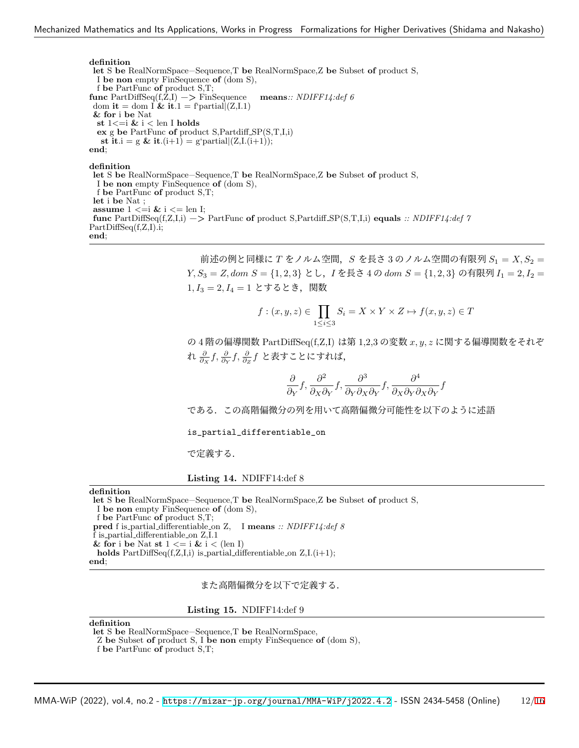```
definition
 let S be RealNormSpace−Sequence,T be RealNormSpace,Z be Subset of product S,
  I be non empty FinSequence of (dom S),
  f be PartFunc of product S,T;
func PartDiffSeq(f,Z,I) −> FinSequence     means:: NDIFF14:def 6
 dom it = dom I & it.1 = f`partial|(Z,I.1)
 & for i be Nat
  st 1<=i & i < len I holds
  ex g be PartFunc of product S,Partdiff_SP(S,T,I,i)
   st it.i = g & it.(i+1) = g`partial|(Z,I.(i+1));
end;
```

```
definition
 let S be RealNormSpace−Sequence,T be RealNormSpace,Z be Subset of product S,
  I be non empty FinSequence of (dom S),
  f be PartFunc of product S,T;
 let i be Nat ;
 assume 1 <=i & i <= len I;
 func PartDiffSeq(f,Z,I,i) −> PartFunc of product S,Partdiff_SP(S,T,I,i) equals :: NDIFF14:def 7
PartDiffSeq(f,Z,I).i;
end;
```

前述の例と同様に $T$ をノルム空間，$S$ を長さ 3 のノルム空間の有限列 $S_1 = X, S_2 = Y, S_3 = Z, dom\ S = \{1,2,3\}$ とし，$I$ を長さ 4 の $dom\ S = \{1,2,3\}$ の有限列 $I_1 = 2, I_2 = 1, I_3 = 2, I_4 = 1$ とするとき，関数

$$f : (x,y,z) \in \prod_{1\le i\le 3} S_i = X \times Y \times Z \mapsto f(x,y,z) \in T$$

の 4 階の偏導関数 PartDiffSeq(f,Z,I) は第 1,2,3 の変数 $x, y, z$ に関する偏導関数をそれぞれ $\frac{\partial}{\partial_X} f, \frac{\partial}{\partial_Y} f, \frac{\partial}{\partial_Z} f$ と表すことにすれば,

$$\frac{\partial}{\partial_Y} f, \frac{\partial^2}{\partial_X \partial_Y} f, \frac{\partial^3}{\partial_Y \partial_X \partial_Y} f, \frac{\partial^4}{\partial_X \partial_Y \partial_X \partial_Y} f$$

である．この高階偏微分の列を用いて高階偏微分可能性を以下のように述語

`is_partial_differentiable_on`

で定義する．

**Listing 14.** NDIFF14:def 8

```
definition
 let S be RealNormSpace−Sequence,T be RealNormSpace,Z be Subset of product S,
  I be non empty FinSequence of (dom S),
  f be PartFunc of product S,T;
 pred f is_partial_differentiable_on Z,   I means :: NDIFF14:def 8
 f is_partial_differentiable_on Z,I.1
 & for i be Nat st 1 <= i & i < (len I)
  holds PartDiffSeq(f,Z,I,i) is_partial_differentiable_on Z,I.(i+1);
end;
```

また高階偏微分を以下で定義する．

**Listing 15.** NDIFF14:def 9

```
definition
 let S be RealNormSpace−Sequence,T be RealNormSpace,
  Z be Subset of product S, I be non empty FinSequence of (dom S),
  f be PartFunc of product S,T;
```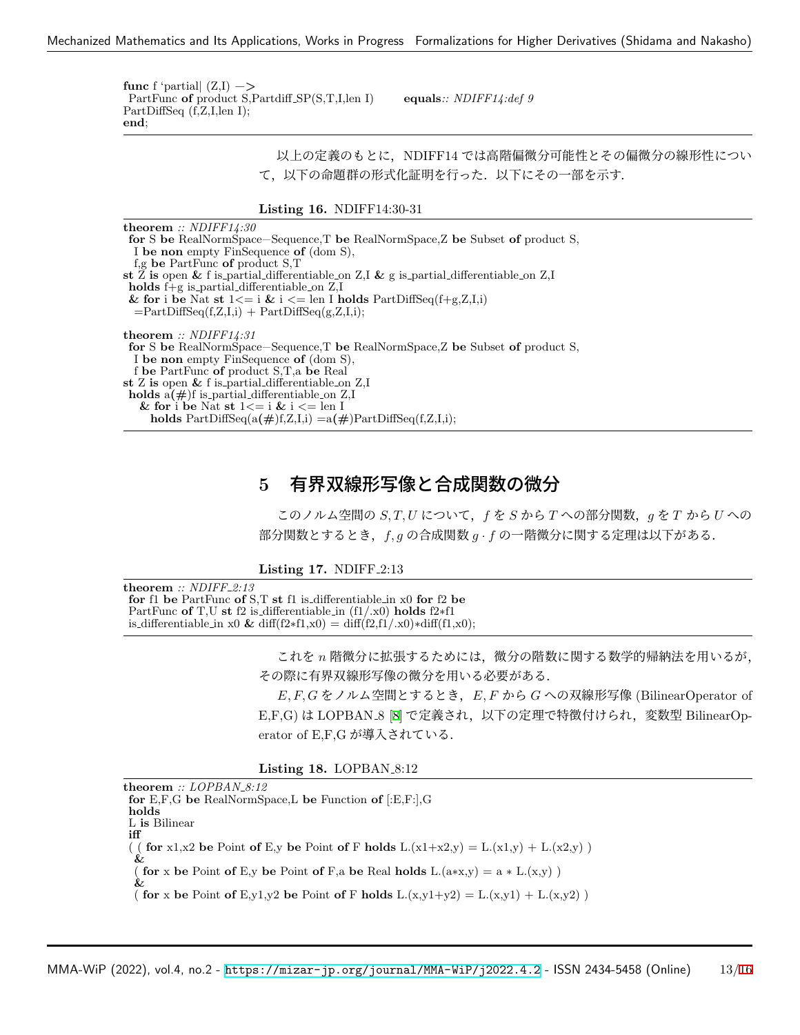```
func f `partial| (Z,I) ->
 PartFunc of product S,Partdiff_SP(S,T,I,len I)      equals:: NDIFF14:def 9
PartDiffSeq (f,Z,I,len I);
end;
```

以上の定義のもとに，NDIFF14 では高階偏微分可能性とその偏微分の線形性について，以下の命題群の形式化証明を行った．以下にその一部を示す．

**Listing 16.** NDIFF14:30-31

```
theorem :: NDIFF14:30
 for S be RealNormSpace-Sequence,T be RealNormSpace,Z be Subset of product S,
  I be non empty FinSequence of (dom S),
  f,g be PartFunc of product S,T
st Z is open & f is_partial_differentiable_on Z,I & g is_partial_differentiable_on Z,I
 holds f+g is_partial_differentiable_on Z,I
 & for i be Nat st 1<= i & i <= len I holds PartDiffSeq(f+g,Z,I,i)
  =PartDiffSeq(f,Z,I,i) + PartDiffSeq(g,Z,I,i);

theorem :: NDIFF14:31
 for S be RealNormSpace-Sequence,T be RealNormSpace,Z be Subset of product S,
  I be non empty FinSequence of (dom S),
  f be PartFunc of product S,T,a be Real
st Z is open & f is_partial_differentiable_on Z,I
 holds a(#)f is_partial_differentiable_on Z,I
   & for i be Nat st 1<= i & i <= len I
     holds PartDiffSeq(a(#)f,Z,I,i) =a(#)PartDiffSeq(f,Z,I,i);
```

## 5　有界双線形写像と合成関数の微分

このノルム空間の $S, T, U$ について，$f$ を $S$ から $T$ への部分関数，$g$ を $T$ から $U$ への部分関数とするとき，$f, g$ の合成関数 $g \cdot f$ の一階微分に関する定理は以下がある．

**Listing 17.** NDIFF_2:13

```
theorem :: NDIFF_2:13
 for f1 be PartFunc of S,T st f1 is_differentiable_in x0 for f2 be
 PartFunc of T,U st f2 is_differentiable_in (f1/.x0) holds f2*f1
 is_differentiable_in x0 & diff(f2*f1,x0) = diff(f2,f1/.x0)*diff(f1,x0);
```

これを $n$ 階微分に拡張するためには，微分の階数に関する数学的帰納法を用いるが，その際に有界双線形写像の微分を用いる必要がある．

$E, F, G$ をノルム空間とするとき，$E, F$ から $G$ への双線形写像 (BilinearOperator of E,F,G) は LOPBAN_8 [8] で定義され，以下の定理で特徴付けられ，変数型 BilinearOperator of E,F,G が導入されている．

**Listing 18.** LOPBAN_8:12

```
theorem :: LOPBAN_8:12
 for E,F,G be RealNormSpace,L be Function of [:E,F:],G
 holds
 L is Bilinear
 iff
 ( ( for x1,x2 be Point of E,y be Point of F holds L.(x1+x2,y) = L.(x1,y) + L.(x2,y) )
  &
  ( for x be Point of E,y be Point of F,a be Real holds L.(a*x,y) = a * L.(x,y) )
  &
  ( for x be Point of E,y1,y2 be Point of F holds L.(x,y1+y2) = L.(x,y1) + L.(x,y2) )
```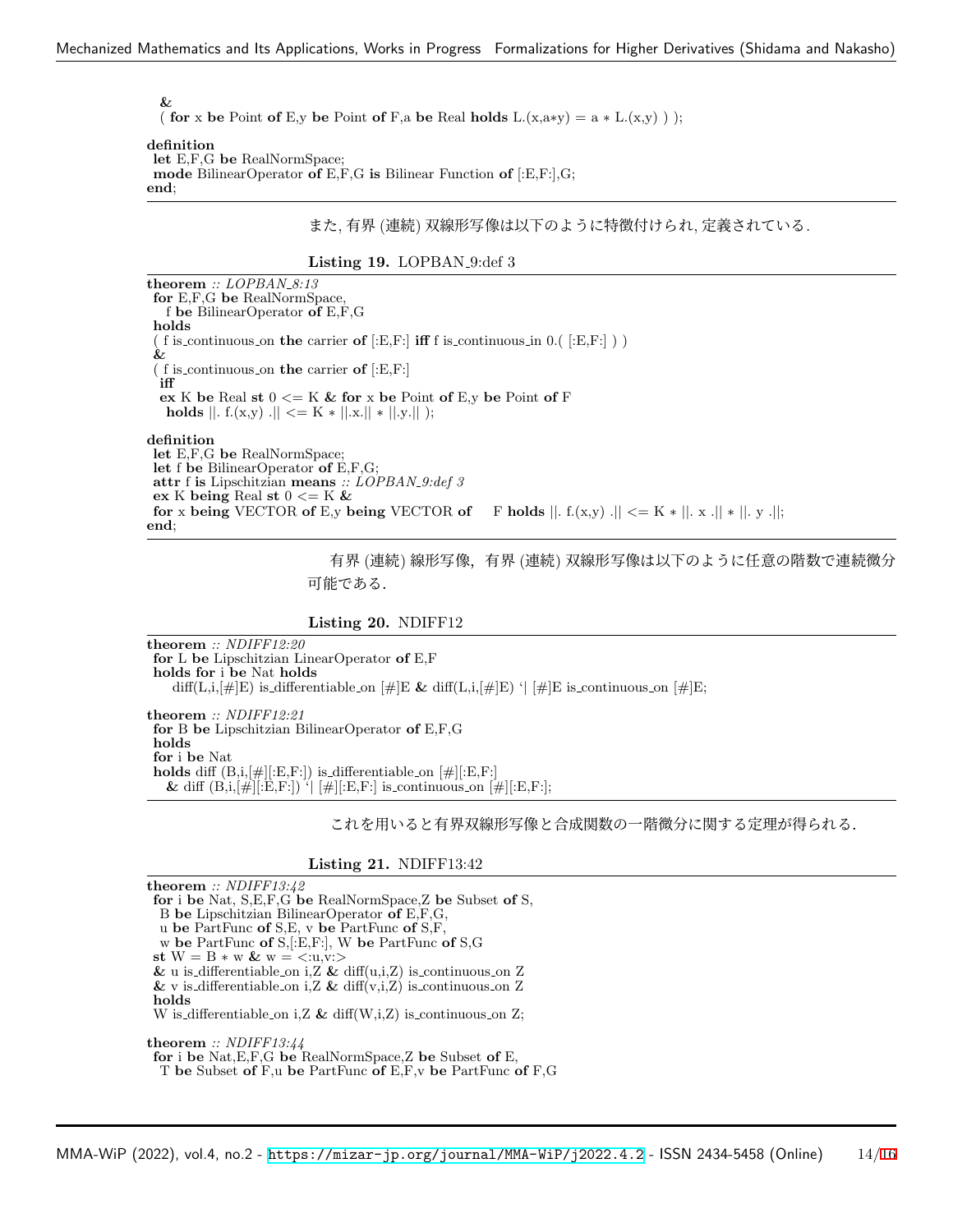```
&
( for x be Point of E,y be Point of F,a be Real holds L.(x,a*y) = a * L.(x,y) ) );

definition
 let E,F,G be RealNormSpace;
 mode BilinearOperator of E,F,G is Bilinear Function of [:E,F:],G;
end;
```

また, 有界 (連続) 双線形写像は以下のように特徴付けられ, 定義されている.

**Listing 19.** LOPBAN_9:def 3

```
theorem :: LOPBAN_8:13
 for E,F,G be RealNormSpace,
   f be BilinearOperator of E,F,G
 holds
 ( f is_continuous_on the carrier of [:E,F:] iff f is_continuous_in 0.( [:E,F:] ) )
 &
 ( f is_continuous_on the carrier of [:E,F:]
  iff
  ex K be Real st 0 <= K & for x be Point of E,y be Point of F
   holds ||. f.(x,y) .|| <= K * ||.x.|| * ||.y.|| );

definition
 let E,F,G be RealNormSpace;
 let f be BilinearOperator of E,F,G;
 attr f is Lipschitzian means :: LOPBAN_9:def 3
 ex K being Real st 0 <= K &
 for x being VECTOR of E,y being VECTOR of   F holds ||. f.(x,y) .|| <= K * ||. x .|| * ||. y .||;
end;
```

有界 (連続) 線形写像，有界 (連続) 双線形写像は以下のように任意の階数で連続微分可能である.

**Listing 20.** NDIFF12

```
theorem :: NDIFF12:20
 for L be Lipschitzian LinearOperator of E,F
 holds for i be Nat holds
     diff(L,i,[#]E) is_differentiable_on [#]E & diff(L,i,[#]E) `| [#]E is_continuous_on [#]E;

theorem :: NDIFF12:21
 for B be Lipschitzian BilinearOperator of E,F,G
 holds
 for i be Nat
 holds diff (B,i,[#][:E,F:]) is_differentiable_on [#][:E,F:]
   & diff (B,i,[#][:E,F:]) `| [#][:E,F:] is_continuous_on [#][:E,F:];
```

これを用いると有界双線形写像と合成関数の一階微分に関する定理が得られる.

**Listing 21.** NDIFF13:42

```
theorem :: NDIFF13:42
 for i be Nat, S,E,F,G be RealNormSpace,Z be Subset of S,
  B be Lipschitzian BilinearOperator of E,F,G,
  u be PartFunc of S,E, v be PartFunc of S,F,
  w be PartFunc of S,[:E,F:], W be PartFunc of S,G
 st W = B * w & w = <:u,v:>
 & u is_differentiable_on i,Z & diff(u,i,Z) is_continuous_on Z
 & v is_differentiable_on i,Z & diff(v,i,Z) is_continuous_on Z
 holds
 W is_differentiable_on i,Z & diff(W,i,Z) is_continuous_on Z;

theorem :: NDIFF13:44
 for i be Nat,E,F,G be RealNormSpace,Z be Subset of E,
  T be Subset of F,u be PartFunc of E,F,v be PartFunc of F,G
```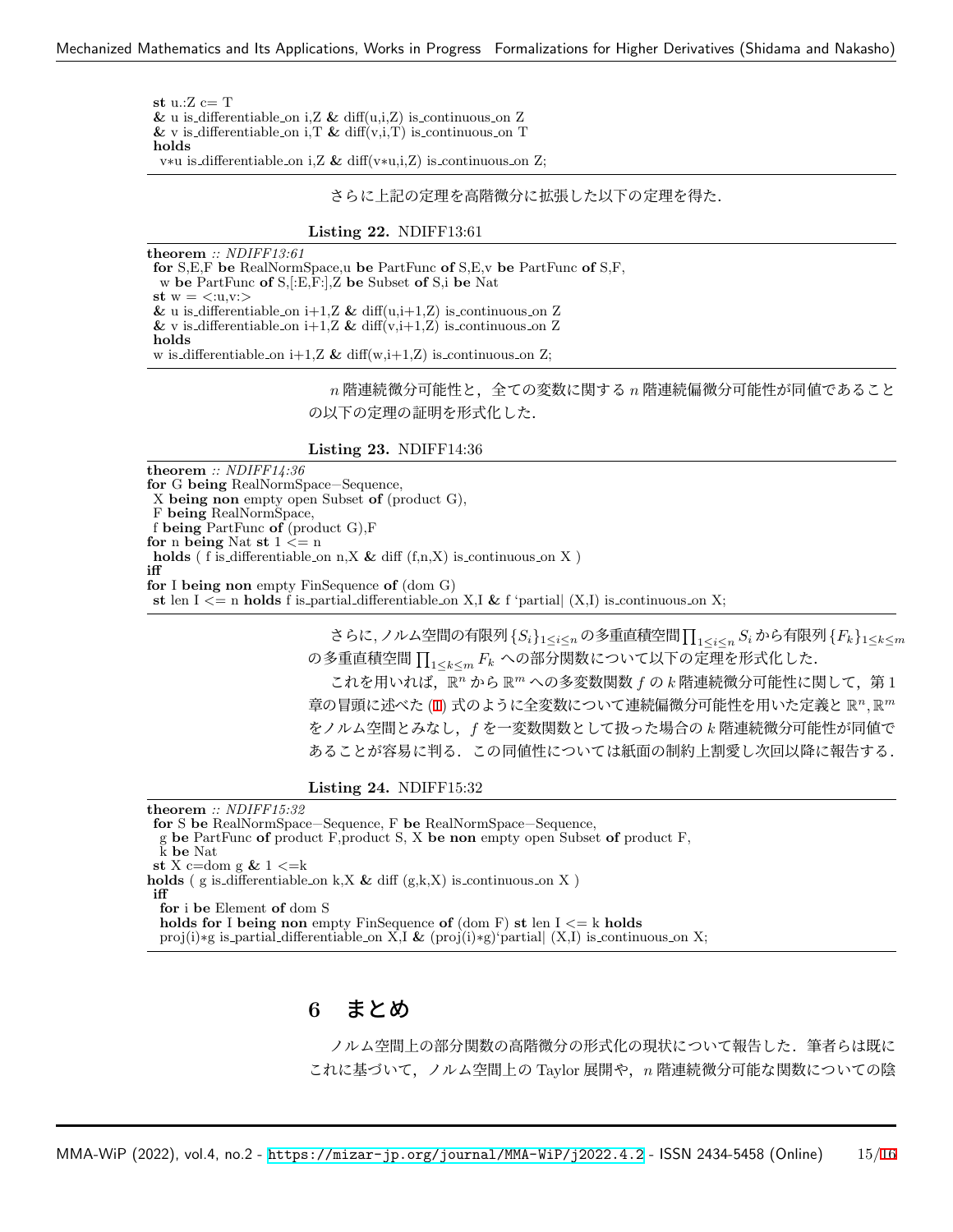```
st u.:Z c= T
& u is_differentiable_on i,Z & diff(u,i,Z) is_continuous_on Z
& v is_differentiable_on i,T & diff(v,i,T) is_continuous_on T
holds
v*u is_differentiable_on i,Z & diff(v*u,i,Z) is_continuous_on Z;
```

さらに上記の定理を高階微分に拡張した以下の定理を得た．

**Listing 22.** NDIFF13:61

```
theorem :: NDIFF13:61
for S,E,F be RealNormSpace,u be PartFunc of S,E,v be PartFunc of S,F,
 w be PartFunc of S,[:E,F:],Z be Subset of S,i be Nat
st w = <:u,v:>
& u is_differentiable_on i+1,Z & diff(u,i+1,Z) is_continuous_on Z
& v is_differentiable_on i+1,Z & diff(v,i+1,Z) is_continuous_on Z
holds
w is_differentiable_on i+1,Z & diff(w,i+1,Z) is_continuous_on Z;
```

$n$ 階連続微分可能性と，全ての変数に関する $n$ 階連続偏微分可能性が同値であることの以下の定理の証明を形式化した．

**Listing 23.** NDIFF14:36

```
theorem :: NDIFF14:36
for G being RealNormSpace-Sequence,
 X being non empty open Subset of (product G),
 F being RealNormSpace,
 f being PartFunc of (product G),F
for n being Nat st 1 <= n
 holds ( f is_differentiable_on n,X & diff (f,n,X) is_continuous_on X )
iff
for I being non empty FinSequence of (dom G)
 st len I <= n holds f is_partial_differentiable_on X,I & f `partial| (X,I) is_continuous_on X;
```

さらに，ノルム空間の有限列 $\{S_i\}_{1\leq i\leq n}$ の多重直積空間 $\prod_{1\leq i\leq n} S_i$ から有限列 $\{F_k\}_{1\leq k\leq m}$ の多重直積空間 $\prod_{1\leq k\leq m} F_k$ への部分関数について以下の定理を形式化した．

これを用いれば，$\mathbb{R}^n$ から $\mathbb{R}^m$ への多変数関数 $f$ の $k$ 階連続微分可能性に関して，第1章の冒頭に述べた (1) 式のように全変数について連続偏微分可能性を用いた定義と $\mathbb{R}^n, \mathbb{R}^m$ をノルム空間とみなし，$f$ を一変数関数として扱った場合の $k$ 階連続微分可能性が同値であることが容易に判る．この同値性については紙面の制約上割愛し次回以降に報告する．

**Listing 24.** NDIFF15:32

```
theorem :: NDIFF15:32
 for S be RealNormSpace-Sequence, F be RealNormSpace-Sequence,
  g be PartFunc of product F,product S, X be non empty open Subset of product F,
  k be Nat
 st X c=dom g & 1 <=k
holds ( g is_differentiable_on k,X & diff (g,k,X) is_continuous_on X )
 iff
  for i be Element of dom S
  holds for I being non empty FinSequence of (dom F) st len I <= k holds
  proj(i)*g is_partial_differentiable_on X,I & (proj(i)*g)`partial| (X,I) is_continuous_on X;
```

## 6 まとめ

ノルム空間上の部分関数の高階微分の形式化の現状について報告した．筆者らは既にこれに基づいて，ノルム空間上の Taylor 展開や，$n$ 階連続微分可能な関数についての陰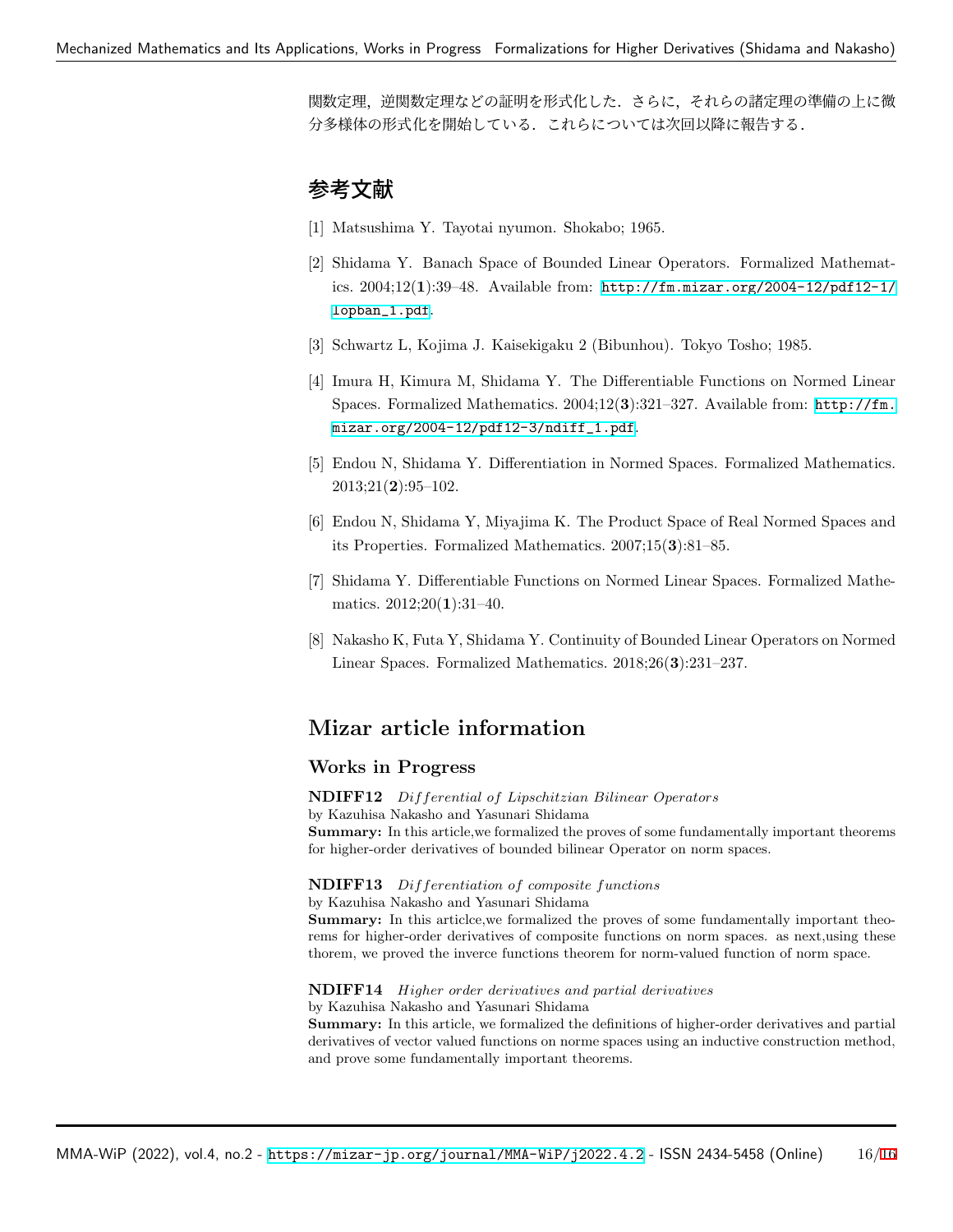関数定理，逆関数定理などの証明を形式化した．さらに，それらの諸定理の準備の上に微分多様体の形式化を開始している．これらについては次回以降に報告する．

## 参考文献

[1] Matsushima Y. Tayotai nyumon. Shokabo; 1965.

[2] Shidama Y. Banach Space of Bounded Linear Operators. Formalized Mathematics. 2004;12(**1**):39–48. Available from: http://fm.mizar.org/2004-12/pdf12-1/lopban_1.pdf.

[3] Schwartz L, Kojima J. Kaisekigaku 2 (Bibunhou). Tokyo Tosho; 1985.

[4] Imura H, Kimura M, Shidama Y. The Differentiable Functions on Normed Linear Spaces. Formalized Mathematics. 2004;12(**3**):321–327. Available from: http://fm.mizar.org/2004-12/pdf12-3/ndiff_1.pdf.

[5] Endou N, Shidama Y. Differentiation in Normed Spaces. Formalized Mathematics. 2013;21(**2**):95–102.

[6] Endou N, Shidama Y, Miyajima K. The Product Space of Real Normed Spaces and its Properties. Formalized Mathematics. 2007;15(**3**):81–85.

[7] Shidama Y. Differentiable Functions on Normed Linear Spaces. Formalized Mathematics. 2012;20(**1**):31–40.

[8] Nakasho K, Futa Y, Shidama Y. Continuity of Bounded Linear Operators on Normed Linear Spaces. Formalized Mathematics. 2018;26(**3**):231–237.

## Mizar article information

### Works in Progress

**NDIFF12** *Differential of Lipschitzian Bilinear Operators*
by Kazuhisa Nakasho and Yasunari Shidama
**Summary:** In this article,we formalized the proves of some fundamentally important theorems for higher-order derivatives of bounded bilinear Operator on norm spaces.

**NDIFF13** *Differentiation of composite functions*
by Kazuhisa Nakasho and Yasunari Shidama
**Summary:** In this articlce,we formalized the proves of some fundamentally important theorems for higher-order derivatives of composite functions on norm spaces. as next,using these thorem, we proved the inverce functions theorem for norm-valued function of norm space.

**NDIFF14** *Higher order derivatives and partial derivatives*
by Kazuhisa Nakasho and Yasunari Shidama
**Summary:** In this article, we formalized the definitions of higher-order derivatives and partial derivatives of vector valued functions on norme spaces using an inductive construction method, and prove some fundamentally important theorems.